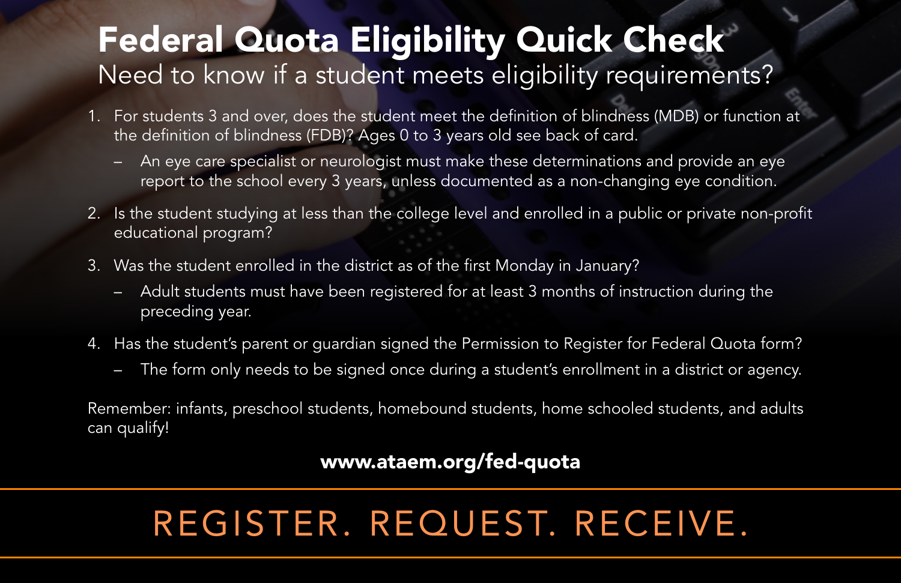# Federal Quota Eligibility Quick Check

## Need to know if a student meets eligibility requirements?

1. For students 3 and over, does the student meet the definition of blindness (MDB) or function at the definition of blindness (FDB)? Ages 0 to 3 years old see back of card.
   - An eye care specialist or neurologist must make these determinations and provide an eye report to the school every 3 years, unless documented as a non-changing eye condition.
2. Is the student studying at less than the college level and enrolled in a public or private non-profit educational program?
3. Was the student enrolled in the district as of the first Monday in January?
   - Adult students must have been registered for at least 3 months of instruction during the preceding year.
4. Has the student's parent or guardian signed the Permission to Register for Federal Quota form?
   - The form only needs to be signed once during a student's enrollment in a district or agency.

Remember: infants, preschool students, homebound students, home schooled students, and adults can qualify!

**www.ataem.org/fed-quota**

REGISTER. REQUEST. RECEIVE.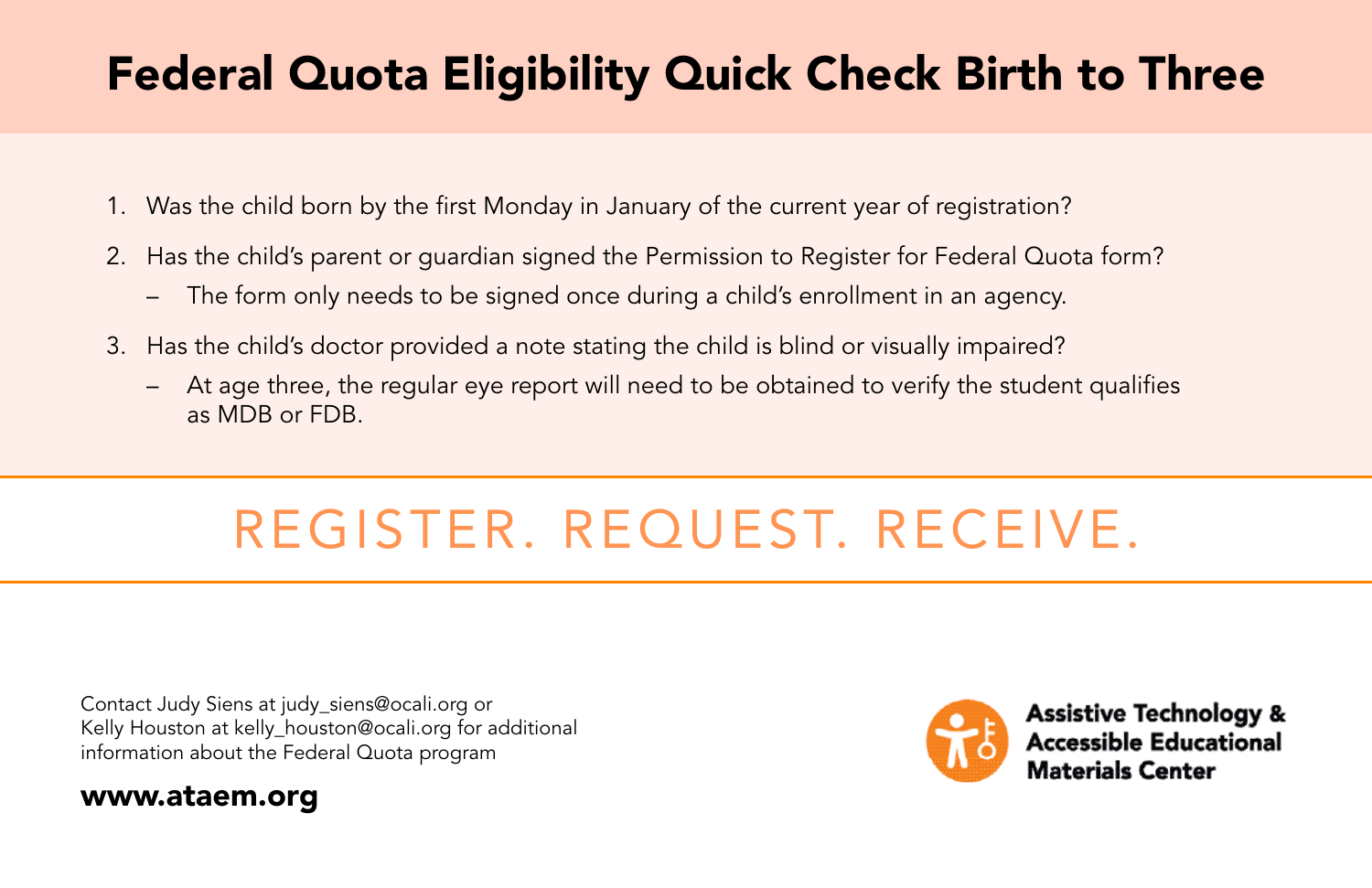# Federal Quota Eligibility Quick Check Birth to Three

1. Was the child born by the first Monday in January of the current year of registration?
2. Has the child's parent or guardian signed the Permission to Register for Federal Quota form?
   - The form only needs to be signed once during a child's enrollment in an agency.
3. Has the child's doctor provided a note stating the child is blind or visually impaired?
   - At age three, the regular eye report will need to be obtained to verify the student qualifies as MDB or FDB.

## REGISTER. REQUEST. RECEIVE.

Contact Judy Siens at judy_siens@ocali.org or Kelly Houston at kelly_houston@ocali.org for additional information about the Federal Quota program

**www.ataem.org**

**Assistive Technology & Accessible Educational Materials Center**